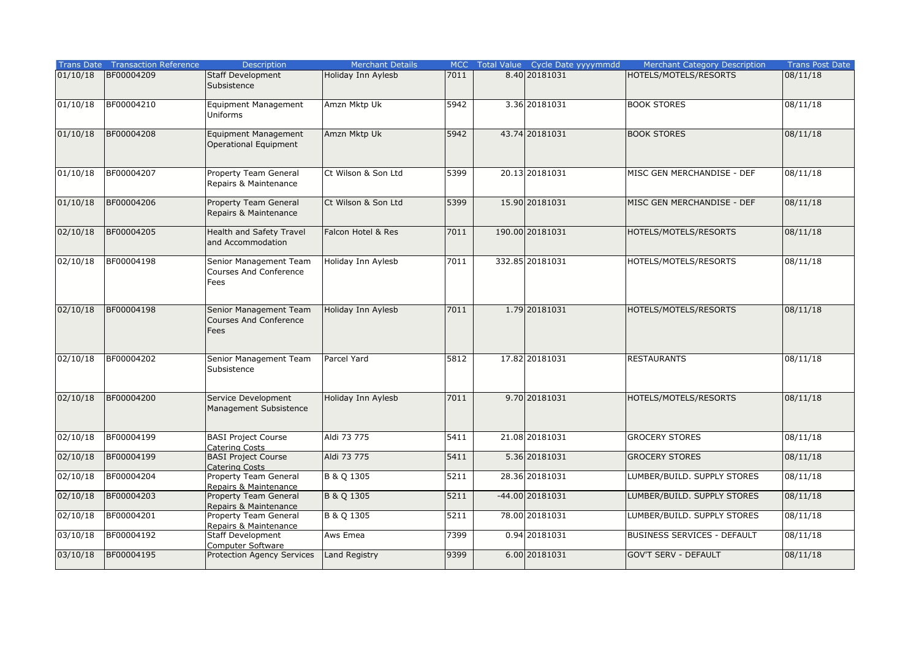| Trans Date | Transaction Reference | Description | Merchant Details | MCC | Total Value | Cycle Date yyyymmdd | Merchant Category Description | Trans Post Date |
|---|---|---|---|---|---|---|---|---|
| 01/10/18 | BF00004209 | Staff Development Subsistence | Holiday Inn Aylesb | 7011 | 8.40 | 20181031 | HOTELS/MOTELS/RESORTS | 08/11/18 |
| 01/10/18 | BF00004210 | Equipment Management Uniforms | Amzn Mktp Uk | 5942 | 3.36 | 20181031 | BOOK STORES | 08/11/18 |
| 01/10/18 | BF00004208 | Equipment Management Operational Equipment | Amzn Mktp Uk | 5942 | 43.74 | 20181031 | BOOK STORES | 08/11/18 |
| 01/10/18 | BF00004207 | Property Team General Repairs & Maintenance | Ct Wilson & Son Ltd | 5399 | 20.13 | 20181031 | MISC GEN MERCHANDISE - DEF | 08/11/18 |
| 01/10/18 | BF00004206 | Property Team General Repairs & Maintenance | Ct Wilson & Son Ltd | 5399 | 15.90 | 20181031 | MISC GEN MERCHANDISE - DEF | 08/11/18 |
| 02/10/18 | BF00004205 | Health and Safety Travel and Accommodation | Falcon Hotel & Res | 7011 | 190.00 | 20181031 | HOTELS/MOTELS/RESORTS | 08/11/18 |
| 02/10/18 | BF00004198 | Senior Management Team Courses And Conference Fees | Holiday Inn Aylesb | 7011 | 332.85 | 20181031 | HOTELS/MOTELS/RESORTS | 08/11/18 |
| 02/10/18 | BF00004198 | Senior Management Team Courses And Conference Fees | Holiday Inn Aylesb | 7011 | 1.79 | 20181031 | HOTELS/MOTELS/RESORTS | 08/11/18 |
| 02/10/18 | BF00004202 | Senior Management Team Subsistence | Parcel Yard | 5812 | 17.82 | 20181031 | RESTAURANTS | 08/11/18 |
| 02/10/18 | BF00004200 | Service Development Management Subsistence | Holiday Inn Aylesb | 7011 | 9.70 | 20181031 | HOTELS/MOTELS/RESORTS | 08/11/18 |
| 02/10/18 | BF00004199 | BASI Project Course Catering Costs | Aldi 73 775 | 5411 | 21.08 | 20181031 | GROCERY STORES | 08/11/18 |
| 02/10/18 | BF00004199 | BASI Project Course Catering Costs | Aldi 73 775 | 5411 | 5.36 | 20181031 | GROCERY STORES | 08/11/18 |
| 02/10/18 | BF00004204 | Property Team General Repairs & Maintenance | B & Q 1305 | 5211 | 28.36 | 20181031 | LUMBER/BUILD. SUPPLY STORES | 08/11/18 |
| 02/10/18 | BF00004203 | Property Team General Repairs & Maintenance | B & Q 1305 | 5211 | -44.00 | 20181031 | LUMBER/BUILD. SUPPLY STORES | 08/11/18 |
| 02/10/18 | BF00004201 | Property Team General Repairs & Maintenance | B & Q 1305 | 5211 | 78.00 | 20181031 | LUMBER/BUILD. SUPPLY STORES | 08/11/18 |
| 03/10/18 | BF00004192 | Staff Development Computer Software | Aws Emea | 7399 | 0.94 | 20181031 | BUSINESS SERVICES - DEFAULT | 08/11/18 |
| 03/10/18 | BF00004195 | Protection Agency Services | Land Registry | 9399 | 6.00 | 20181031 | GOV'T SERV - DEFAULT | 08/11/18 |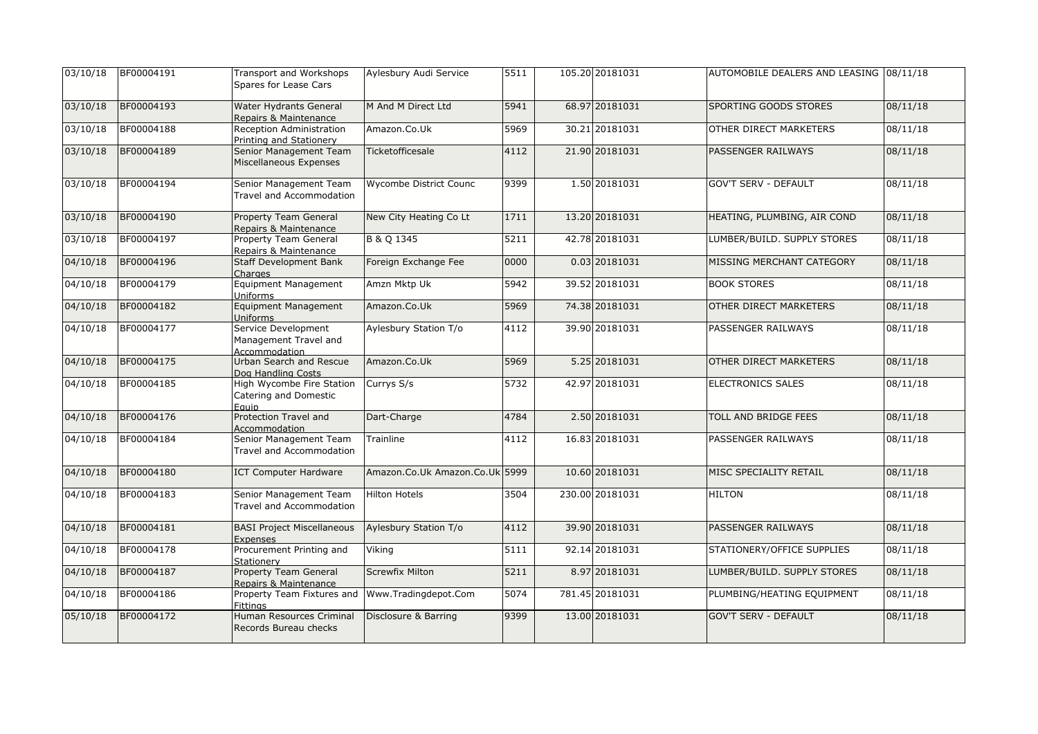| | | | | | | | | |
|---|---|---|---|---|---|---|---|---|
| 03/10/18 | BF00004191 | Transport and Workshops Spares for Lease Cars | Aylesbury Audi Service | 5511 | 105.20 | 20181031 | AUTOMOBILE DEALERS AND LEASING | 08/11/18 |
| 03/10/18 | BF00004193 | Water Hydrants General Repairs & Maintenance | M And M Direct Ltd | 5941 | 68.97 | 20181031 | SPORTING GOODS STORES | 08/11/18 |
| 03/10/18 | BF00004188 | Reception Administration Printing and Stationery | Amazon.Co.Uk | 5969 | 30.21 | 20181031 | OTHER DIRECT MARKETERS | 08/11/18 |
| 03/10/18 | BF00004189 | Senior Management Team Miscellaneous Expenses | Ticketofficesale | 4112 | 21.90 | 20181031 | PASSENGER RAILWAYS | 08/11/18 |
| 03/10/18 | BF00004194 | Senior Management Team Travel and Accommodation | Wycombe District Counc | 9399 | 1.50 | 20181031 | GOV'T SERV - DEFAULT | 08/11/18 |
| 03/10/18 | BF00004190 | Property Team General Repairs & Maintenance | New City Heating Co Lt | 1711 | 13.20 | 20181031 | HEATING, PLUMBING, AIR COND | 08/11/18 |
| 03/10/18 | BF00004197 | Property Team General Repairs & Maintenance | B & Q 1345 | 5211 | 42.78 | 20181031 | LUMBER/BUILD. SUPPLY STORES | 08/11/18 |
| 04/10/18 | BF00004196 | Staff Development Bank Charges | Foreign Exchange Fee | 0000 | 0.03 | 20181031 | MISSING MERCHANT CATEGORY | 08/11/18 |
| 04/10/18 | BF00004179 | Equipment Management Uniforms | Amzn Mktp Uk | 5942 | 39.52 | 20181031 | BOOK STORES | 08/11/18 |
| 04/10/18 | BF00004182 | Equipment Management Uniforms | Amazon.Co.Uk | 5969 | 74.38 | 20181031 | OTHER DIRECT MARKETERS | 08/11/18 |
| 04/10/18 | BF00004177 | Service Development Management Travel and Accommodation | Aylesbury Station T/o | 4112 | 39.90 | 20181031 | PASSENGER RAILWAYS | 08/11/18 |
| 04/10/18 | BF00004175 | Urban Search and Rescue Dog Handling Costs | Amazon.Co.Uk | 5969 | 5.25 | 20181031 | OTHER DIRECT MARKETERS | 08/11/18 |
| 04/10/18 | BF00004185 | High Wycombe Fire Station Catering and Domestic Equip | Currys S/s | 5732 | 42.97 | 20181031 | ELECTRONICS SALES | 08/11/18 |
| 04/10/18 | BF00004176 | Protection Travel and Accommodation | Dart-Charge | 4784 | 2.50 | 20181031 | TOLL AND BRIDGE FEES | 08/11/18 |
| 04/10/18 | BF00004184 | Senior Management Team Travel and Accommodation | Trainline | 4112 | 16.83 | 20181031 | PASSENGER RAILWAYS | 08/11/18 |
| 04/10/18 | BF00004180 | ICT Computer Hardware | Amazon.Co.Uk Amazon.Co.Uk | 5999 | 10.60 | 20181031 | MISC SPECIALITY RETAIL | 08/11/18 |
| 04/10/18 | BF00004183 | Senior Management Team Travel and Accommodation | Hilton Hotels | 3504 | 230.00 | 20181031 | HILTON | 08/11/18 |
| 04/10/18 | BF00004181 | BASI Project Miscellaneous Expenses | Aylesbury Station T/o | 4112 | 39.90 | 20181031 | PASSENGER RAILWAYS | 08/11/18 |
| 04/10/18 | BF00004178 | Procurement Printing and Stationery | Viking | 5111 | 92.14 | 20181031 | STATIONERY/OFFICE SUPPLIES | 08/11/18 |
| 04/10/18 | BF00004187 | Property Team General Repairs & Maintenance | Screwfix Milton | 5211 | 8.97 | 20181031 | LUMBER/BUILD. SUPPLY STORES | 08/11/18 |
| 04/10/18 | BF00004186 | Property Team Fixtures and Fittings | Www.Tradingdepot.Com | 5074 | 781.45 | 20181031 | PLUMBING/HEATING EQUIPMENT | 08/11/18 |
| 05/10/18 | BF00004172 | Human Resources Criminal Records Bureau checks | Disclosure & Barring | 9399 | 13.00 | 20181031 | GOV'T SERV - DEFAULT | 08/11/18 |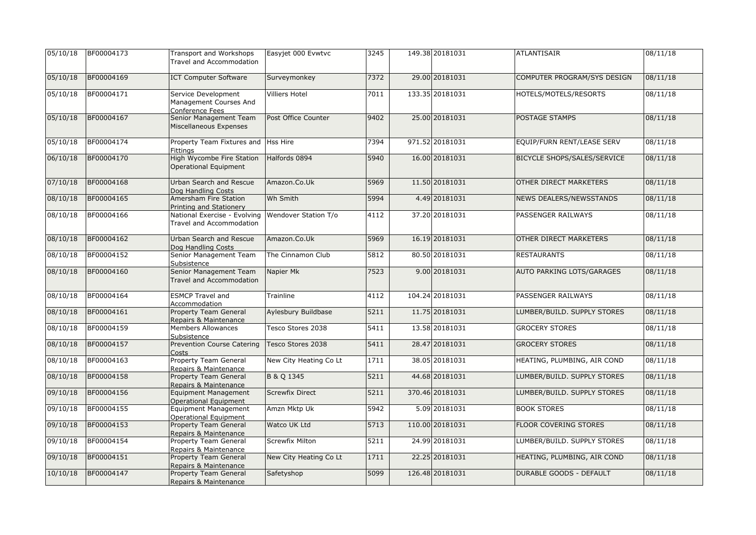| 05/10/18 | BF00004173 | Transport and Workshops Travel and Accommodation | Easyjet 000 Evwtvc | 3245 | 149.38 | 20181031 | ATLANTISAIR | 08/11/18 |
|---|---|---|---|---|---|---|---|---|
| 05/10/18 | BF00004169 | ICT Computer Software | Surveymonkey | 7372 | 29.00 | 20181031 | COMPUTER PROGRAM/SYS DESIGN | 08/11/18 |
| 05/10/18 | BF00004171 | Service Development Management Courses And Conference Fees | Villiers Hotel | 7011 | 133.35 | 20181031 | HOTELS/MOTELS/RESORTS | 08/11/18 |
| 05/10/18 | BF00004167 | Senior Management Team Miscellaneous Expenses | Post Office Counter | 9402 | 25.00 | 20181031 | POSTAGE STAMPS | 08/11/18 |
| 05/10/18 | BF00004174 | Property Team Fixtures and Fittings | Hss Hire | 7394 | 971.52 | 20181031 | EQUIP/FURN RENT/LEASE SERV | 08/11/18 |
| 06/10/18 | BF00004170 | High Wycombe Fire Station Operational Equipment | Halfords 0894 | 5940 | 16.00 | 20181031 | BICYCLE SHOPS/SALES/SERVICE | 08/11/18 |
| 07/10/18 | BF00004168 | Urban Search and Rescue Dog Handling Costs | Amazon.Co.Uk | 5969 | 11.50 | 20181031 | OTHER DIRECT MARKETERS | 08/11/18 |
| 08/10/18 | BF00004165 | Amersham Fire Station Printing and Stationery | Wh Smith | 5994 | 4.49 | 20181031 | NEWS DEALERS/NEWSSTANDS | 08/11/18 |
| 08/10/18 | BF00004166 | National Exercise - Evolving Travel and Accommodation | Wendover Station T/o | 4112 | 37.20 | 20181031 | PASSENGER RAILWAYS | 08/11/18 |
| 08/10/18 | BF00004162 | Urban Search and Rescue Dog Handling Costs | Amazon.Co.Uk | 5969 | 16.19 | 20181031 | OTHER DIRECT MARKETERS | 08/11/18 |
| 08/10/18 | BF00004152 | Senior Management Team Subsistence | The Cinnamon Club | 5812 | 80.50 | 20181031 | RESTAURANTS | 08/11/18 |
| 08/10/18 | BF00004160 | Senior Management Team Travel and Accommodation | Napier Mk | 7523 | 9.00 | 20181031 | AUTO PARKING LOTS/GARAGES | 08/11/18 |
| 08/10/18 | BF00004164 | ESMCP Travel and Accommodation | Trainline | 4112 | 104.24 | 20181031 | PASSENGER RAILWAYS | 08/11/18 |
| 08/10/18 | BF00004161 | Property Team General Repairs & Maintenance | Aylesbury Buildbase | 5211 | 11.75 | 20181031 | LUMBER/BUILD. SUPPLY STORES | 08/11/18 |
| 08/10/18 | BF00004159 | Members Allowances Subsistence | Tesco Stores 2038 | 5411 | 13.58 | 20181031 | GROCERY STORES | 08/11/18 |
| 08/10/18 | BF00004157 | Prevention Course Catering Costs | Tesco Stores 2038 | 5411 | 28.47 | 20181031 | GROCERY STORES | 08/11/18 |
| 08/10/18 | BF00004163 | Property Team General Repairs & Maintenance | New City Heating Co Lt | 1711 | 38.05 | 20181031 | HEATING, PLUMBING, AIR COND | 08/11/18 |
| 08/10/18 | BF00004158 | Property Team General Repairs & Maintenance | B & Q 1345 | 5211 | 44.68 | 20181031 | LUMBER/BUILD. SUPPLY STORES | 08/11/18 |
| 09/10/18 | BF00004156 | Equipment Management Operational Equipment | Screwfix Direct | 5211 | 370.46 | 20181031 | LUMBER/BUILD. SUPPLY STORES | 08/11/18 |
| 09/10/18 | BF00004155 | Equipment Management Operational Equipment | Amzn Mktp Uk | 5942 | 5.09 | 20181031 | BOOK STORES | 08/11/18 |
| 09/10/18 | BF00004153 | Property Team General Repairs & Maintenance | Watco UK Ltd | 5713 | 110.00 | 20181031 | FLOOR COVERING STORES | 08/11/18 |
| 09/10/18 | BF00004154 | Property Team General Repairs & Maintenance | Screwfix Milton | 5211 | 24.99 | 20181031 | LUMBER/BUILD. SUPPLY STORES | 08/11/18 |
| 09/10/18 | BF00004151 | Property Team General Repairs & Maintenance | New City Heating Co Lt | 1711 | 22.25 | 20181031 | HEATING, PLUMBING, AIR COND | 08/11/18 |
| 10/10/18 | BF00004147 | Property Team General Repairs & Maintenance | Safetyshop | 5099 | 126.48 | 20181031 | DURABLE GOODS - DEFAULT | 08/11/18 |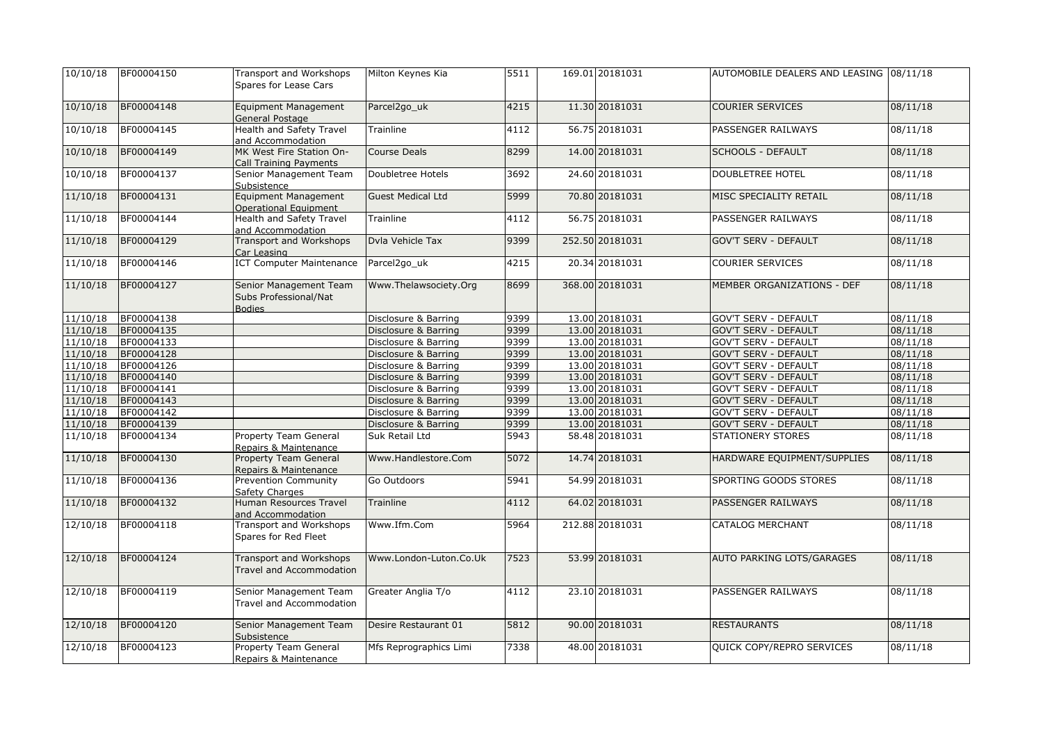| | | | | | | | | |
|---|---|---|---|---|---|---|---|---|
| 10/10/18 | BF00004150 | Transport and Workshops Spares for Lease Cars | Milton Keynes Kia | 5511 | 169.01 | 20181031 | AUTOMOBILE DEALERS AND LEASING | 08/11/18 |
| 10/10/18 | BF00004148 | Equipment Management General Postage | Parcel2go_uk | 4215 | 11.30 | 20181031 | COURIER SERVICES | 08/11/18 |
| 10/10/18 | BF00004145 | Health and Safety Travel and Accommodation | Trainline | 4112 | 56.75 | 20181031 | PASSENGER RAILWAYS | 08/11/18 |
| 10/10/18 | BF00004149 | MK West Fire Station On-Call Training Payments | Course Deals | 8299 | 14.00 | 20181031 | SCHOOLS - DEFAULT | 08/11/18 |
| 10/10/18 | BF00004137 | Senior Management Team Subsistence | Doubletree Hotels | 3692 | 24.60 | 20181031 | DOUBLETREE HOTEL | 08/11/18 |
| 11/10/18 | BF00004131 | Equipment Management Operational Equipment | Guest Medical Ltd | 5999 | 70.80 | 20181031 | MISC SPECIALITY RETAIL | 08/11/18 |
| 11/10/18 | BF00004144 | Health and Safety Travel and Accommodation | Trainline | 4112 | 56.75 | 20181031 | PASSENGER RAILWAYS | 08/11/18 |
| 11/10/18 | BF00004129 | Transport and Workshops Car Leasing | Dvla Vehicle Tax | 9399 | 252.50 | 20181031 | GOV'T SERV - DEFAULT | 08/11/18 |
| 11/10/18 | BF00004146 | ICT Computer Maintenance | Parcel2go_uk | 4215 | 20.34 | 20181031 | COURIER SERVICES | 08/11/18 |
| 11/10/18 | BF00004127 | Senior Management Team Subs Professional/Nat Bodies | Www.Thelawsociety.Org | 8699 | 368.00 | 20181031 | MEMBER ORGANIZATIONS - DEF | 08/11/18 |
| 11/10/18 | BF00004138 | | Disclosure & Barring | 9399 | 13.00 | 20181031 | GOV'T SERV - DEFAULT | 08/11/18 |
| 11/10/18 | BF00004135 | | Disclosure & Barring | 9399 | 13.00 | 20181031 | GOV'T SERV - DEFAULT | 08/11/18 |
| 11/10/18 | BF00004133 | | Disclosure & Barring | 9399 | 13.00 | 20181031 | GOV'T SERV - DEFAULT | 08/11/18 |
| 11/10/18 | BF00004128 | | Disclosure & Barring | 9399 | 13.00 | 20181031 | GOV'T SERV - DEFAULT | 08/11/18 |
| 11/10/18 | BF00004126 | | Disclosure & Barring | 9399 | 13.00 | 20181031 | GOV'T SERV - DEFAULT | 08/11/18 |
| 11/10/18 | BF00004140 | | Disclosure & Barring | 9399 | 13.00 | 20181031 | GOV'T SERV - DEFAULT | 08/11/18 |
| 11/10/18 | BF00004141 | | Disclosure & Barring | 9399 | 13.00 | 20181031 | GOV'T SERV - DEFAULT | 08/11/18 |
| 11/10/18 | BF00004143 | | Disclosure & Barring | 9399 | 13.00 | 20181031 | GOV'T SERV - DEFAULT | 08/11/18 |
| 11/10/18 | BF00004142 | | Disclosure & Barring | 9399 | 13.00 | 20181031 | GOV'T SERV - DEFAULT | 08/11/18 |
| 11/10/18 | BF00004139 | | Disclosure & Barring | 9399 | 13.00 | 20181031 | GOV'T SERV - DEFAULT | 08/11/18 |
| 11/10/18 | BF00004134 | Property Team General Repairs & Maintenance | Suk Retail Ltd | 5943 | 58.48 | 20181031 | STATIONERY STORES | 08/11/18 |
| 11/10/18 | BF00004130 | Property Team General Repairs & Maintenance | Www.Handlestore.Com | 5072 | 14.74 | 20181031 | HARDWARE EQUIPMENT/SUPPLIES | 08/11/18 |
| 11/10/18 | BF00004136 | Prevention Community Safety Charges | Go Outdoors | 5941 | 54.99 | 20181031 | SPORTING GOODS STORES | 08/11/18 |
| 11/10/18 | BF00004132 | Human Resources Travel and Accommodation | Trainline | 4112 | 64.02 | 20181031 | PASSENGER RAILWAYS | 08/11/18 |
| 12/10/18 | BF00004118 | Transport and Workshops Spares for Red Fleet | Www.Ifm.Com | 5964 | 212.88 | 20181031 | CATALOG MERCHANT | 08/11/18 |
| 12/10/18 | BF00004124 | Transport and Workshops Travel and Accommodation | Www.London-Luton.Co.Uk | 7523 | 53.99 | 20181031 | AUTO PARKING LOTS/GARAGES | 08/11/18 |
| 12/10/18 | BF00004119 | Senior Management Team Travel and Accommodation | Greater Anglia T/o | 4112 | 23.10 | 20181031 | PASSENGER RAILWAYS | 08/11/18 |
| 12/10/18 | BF00004120 | Senior Management Team Subsistence | Desire Restaurant 01 | 5812 | 90.00 | 20181031 | RESTAURANTS | 08/11/18 |
| 12/10/18 | BF00004123 | Property Team General Repairs & Maintenance | Mfs Reprographics Limi | 7338 | 48.00 | 20181031 | QUICK COPY/REPRO SERVICES | 08/11/18 |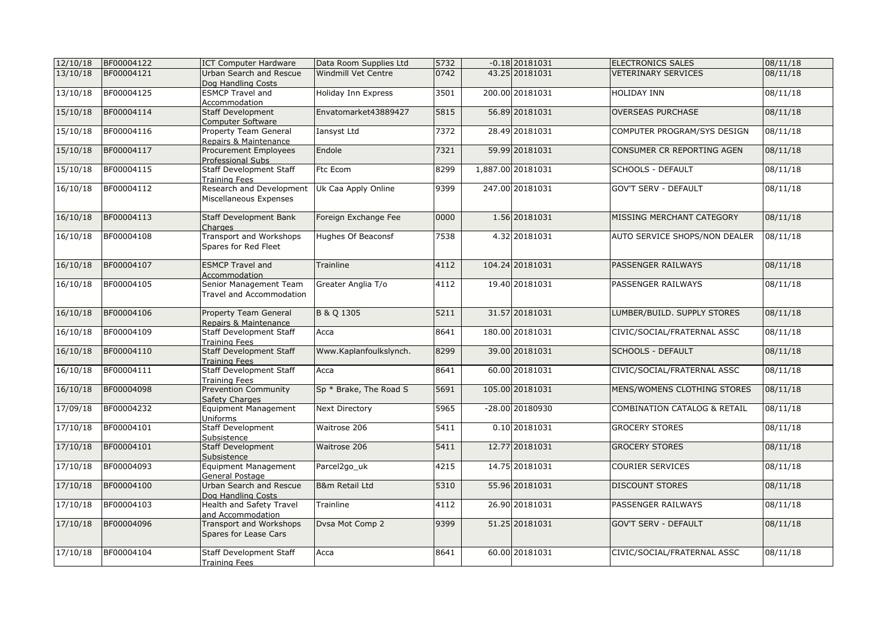| 12/10/18 | BF00004122 | ICT Computer Hardware | Data Room Supplies Ltd | 5732 | -0.18 | 20181031 | ELECTRONICS SALES | 08/11/18 |
|---|---|---|---|---|---|---|---|---|
| 13/10/18 | BF00004121 | Urban Search and Rescue Dog Handling Costs | Windmill Vet Centre | 0742 | 43.25 | 20181031 | VETERINARY SERVICES | 08/11/18 |
| 13/10/18 | BF00004125 | ESMCP Travel and Accommodation | Holiday Inn Express | 3501 | 200.00 | 20181031 | HOLIDAY INN | 08/11/18 |
| 15/10/18 | BF00004114 | Staff Development Computer Software | Envatomarket43889427 | 5815 | 56.89 | 20181031 | OVERSEAS PURCHASE | 08/11/18 |
| 15/10/18 | BF00004116 | Property Team General Repairs & Maintenance | Iansyst Ltd | 7372 | 28.49 | 20181031 | COMPUTER PROGRAM/SYS DESIGN | 08/11/18 |
| 15/10/18 | BF00004117 | Procurement Employees Professional Subs | Endole | 7321 | 59.99 | 20181031 | CONSUMER CR REPORTING AGEN | 08/11/18 |
| 15/10/18 | BF00004115 | Staff Development Staff Training Fees | Ftc Ecom | 8299 | 1,887.00 | 20181031 | SCHOOLS - DEFAULT | 08/11/18 |
| 16/10/18 | BF00004112 | Research and Development Miscellaneous Expenses | Uk Caa Apply Online | 9399 | 247.00 | 20181031 | GOV'T SERV - DEFAULT | 08/11/18 |
| 16/10/18 | BF00004113 | Staff Development Bank Charges | Foreign Exchange Fee | 0000 | 1.56 | 20181031 | MISSING MERCHANT CATEGORY | 08/11/18 |
| 16/10/18 | BF00004108 | Transport and Workshops Spares for Red Fleet | Hughes Of Beaconsf | 7538 | 4.32 | 20181031 | AUTO SERVICE SHOPS/NON DEALER | 08/11/18 |
| 16/10/18 | BF00004107 | ESMCP Travel and Accommodation | Trainline | 4112 | 104.24 | 20181031 | PASSENGER RAILWAYS | 08/11/18 |
| 16/10/18 | BF00004105 | Senior Management Team Travel and Accommodation | Greater Anglia T/o | 4112 | 19.40 | 20181031 | PASSENGER RAILWAYS | 08/11/18 |
| 16/10/18 | BF00004106 | Property Team General Repairs & Maintenance | B & Q 1305 | 5211 | 31.57 | 20181031 | LUMBER/BUILD. SUPPLY STORES | 08/11/18 |
| 16/10/18 | BF00004109 | Staff Development Staff Training Fees | Acca | 8641 | 180.00 | 20181031 | CIVIC/SOCIAL/FRATERNAL ASSC | 08/11/18 |
| 16/10/18 | BF00004110 | Staff Development Staff Training Fees | Www.Kaplanfoulkslynch. | 8299 | 39.00 | 20181031 | SCHOOLS - DEFAULT | 08/11/18 |
| 16/10/18 | BF00004111 | Staff Development Staff Training Fees | Acca | 8641 | 60.00 | 20181031 | CIVIC/SOCIAL/FRATERNAL ASSC | 08/11/18 |
| 16/10/18 | BF00004098 | Prevention Community Safety Charges | Sp * Brake, The Road S | 5691 | 105.00 | 20181031 | MENS/WOMENS CLOTHING STORES | 08/11/18 |
| 17/09/18 | BF00004232 | Equipment Management Uniforms | Next Directory | 5965 | -28.00 | 20180930 | COMBINATION CATALOG & RETAIL | 08/11/18 |
| 17/10/18 | BF00004101 | Staff Development Subsistence | Waitrose 206 | 5411 | 0.10 | 20181031 | GROCERY STORES | 08/11/18 |
| 17/10/18 | BF00004101 | Staff Development Subsistence | Waitrose 206 | 5411 | 12.77 | 20181031 | GROCERY STORES | 08/11/18 |
| 17/10/18 | BF00004093 | Equipment Management General Postage | Parcel2go_uk | 4215 | 14.75 | 20181031 | COURIER SERVICES | 08/11/18 |
| 17/10/18 | BF00004100 | Urban Search and Rescue Dog Handling Costs | B&m Retail Ltd | 5310 | 55.96 | 20181031 | DISCOUNT STORES | 08/11/18 |
| 17/10/18 | BF00004103 | Health and Safety Travel and Accommodation | Trainline | 4112 | 26.90 | 20181031 | PASSENGER RAILWAYS | 08/11/18 |
| 17/10/18 | BF00004096 | Transport and Workshops Spares for Lease Cars | Dvsa Mot Comp 2 | 9399 | 51.25 | 20181031 | GOV'T SERV - DEFAULT | 08/11/18 |
| 17/10/18 | BF00004104 | Staff Development Staff Training Fees | Acca | 8641 | 60.00 | 20181031 | CIVIC/SOCIAL/FRATERNAL ASSC | 08/11/18 |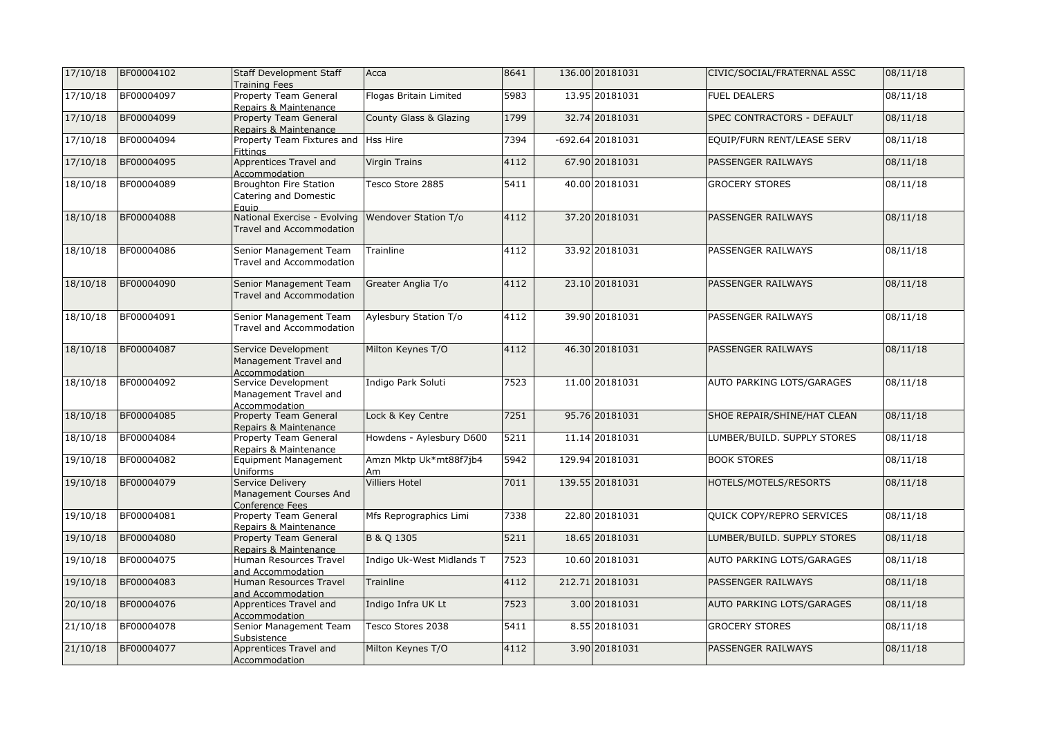| 17/10/18 | BF00004102 | Staff Development Staff Training Fees | Acca | 8641 | 136.00 | 20181031 | CIVIC/SOCIAL/FRATERNAL ASSC | 08/11/18 |
|---|---|---|---|---|---|---|---|---|
| 17/10/18 | BF00004097 | Property Team General Repairs & Maintenance | Flogas Britain Limited | 5983 | 13.95 | 20181031 | FUEL DEALERS | 08/11/18 |
| 17/10/18 | BF00004099 | Property Team General Repairs & Maintenance | County Glass & Glazing | 1799 | 32.74 | 20181031 | SPEC CONTRACTORS - DEFAULT | 08/11/18 |
| 17/10/18 | BF00004094 | Property Team Fixtures and Fittings | Hss Hire | 7394 | -692.64 | 20181031 | EQUIP/FURN RENT/LEASE SERV | 08/11/18 |
| 17/10/18 | BF00004095 | Apprentices Travel and Accommodation | Virgin Trains | 4112 | 67.90 | 20181031 | PASSENGER RAILWAYS | 08/11/18 |
| 18/10/18 | BF00004089 | Broughton Fire Station Catering and Domestic Equip | Tesco Store 2885 | 5411 | 40.00 | 20181031 | GROCERY STORES | 08/11/18 |
| 18/10/18 | BF00004088 | National Exercise - Evolving Travel and Accommodation | Wendover Station T/o | 4112 | 37.20 | 20181031 | PASSENGER RAILWAYS | 08/11/18 |
| 18/10/18 | BF00004086 | Senior Management Team Travel and Accommodation | Trainline | 4112 | 33.92 | 20181031 | PASSENGER RAILWAYS | 08/11/18 |
| 18/10/18 | BF00004090 | Senior Management Team Travel and Accommodation | Greater Anglia T/o | 4112 | 23.10 | 20181031 | PASSENGER RAILWAYS | 08/11/18 |
| 18/10/18 | BF00004091 | Senior Management Team Travel and Accommodation | Aylesbury Station T/o | 4112 | 39.90 | 20181031 | PASSENGER RAILWAYS | 08/11/18 |
| 18/10/18 | BF00004087 | Service Development Management Travel and Accommodation | Milton Keynes T/O | 4112 | 46.30 | 20181031 | PASSENGER RAILWAYS | 08/11/18 |
| 18/10/18 | BF00004092 | Service Development Management Travel and Accommodation | Indigo Park Soluti | 7523 | 11.00 | 20181031 | AUTO PARKING LOTS/GARAGES | 08/11/18 |
| 18/10/18 | BF00004085 | Property Team General Repairs & Maintenance | Lock & Key Centre | 7251 | 95.76 | 20181031 | SHOE REPAIR/SHINE/HAT CLEAN | 08/11/18 |
| 18/10/18 | BF00004084 | Property Team General Repairs & Maintenance | Howdens - Aylesbury D600 | 5211 | 11.14 | 20181031 | LUMBER/BUILD. SUPPLY STORES | 08/11/18 |
| 19/10/18 | BF00004082 | Equipment Management Uniforms | Amzn Mktp Uk*mt88f7jb4 Am | 5942 | 129.94 | 20181031 | BOOK STORES | 08/11/18 |
| 19/10/18 | BF00004079 | Service Delivery Management Courses And Conference Fees | Villiers Hotel | 7011 | 139.55 | 20181031 | HOTELS/MOTELS/RESORTS | 08/11/18 |
| 19/10/18 | BF00004081 | Property Team General Repairs & Maintenance | Mfs Reprographics Limi | 7338 | 22.80 | 20181031 | QUICK COPY/REPRO SERVICES | 08/11/18 |
| 19/10/18 | BF00004080 | Property Team General Repairs & Maintenance | B & Q 1305 | 5211 | 18.65 | 20181031 | LUMBER/BUILD. SUPPLY STORES | 08/11/18 |
| 19/10/18 | BF00004075 | Human Resources Travel and Accommodation | Indigo Uk-West Midlands T | 7523 | 10.60 | 20181031 | AUTO PARKING LOTS/GARAGES | 08/11/18 |
| 19/10/18 | BF00004083 | Human Resources Travel and Accommodation | Trainline | 4112 | 212.71 | 20181031 | PASSENGER RAILWAYS | 08/11/18 |
| 20/10/18 | BF00004076 | Apprentices Travel and Accommodation | Indigo Infra UK Lt | 7523 | 3.00 | 20181031 | AUTO PARKING LOTS/GARAGES | 08/11/18 |
| 21/10/18 | BF00004078 | Senior Management Team Subsistence | Tesco Stores 2038 | 5411 | 8.55 | 20181031 | GROCERY STORES | 08/11/18 |
| 21/10/18 | BF00004077 | Apprentices Travel and Accommodation | Milton Keynes T/O | 4112 | 3.90 | 20181031 | PASSENGER RAILWAYS | 08/11/18 |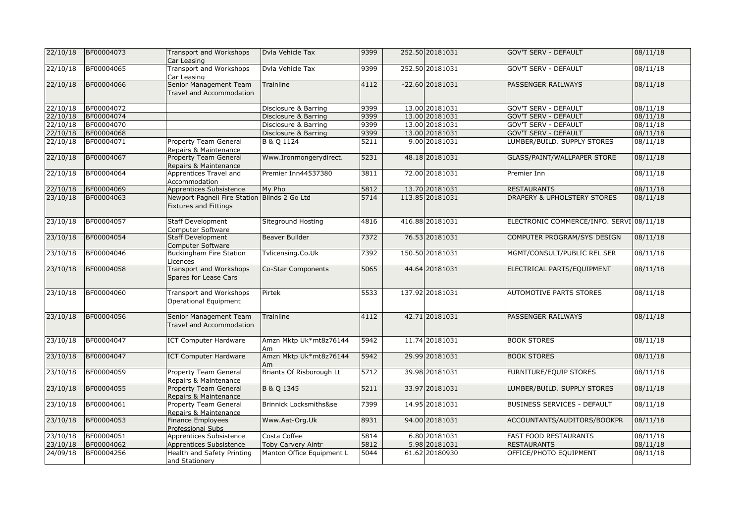| 22/10/18 | BF00004073 | Transport and Workshops Car Leasing | Dvla Vehicle Tax | 9399 | 252.50 | 20181031 | GOV'T SERV - DEFAULT | 08/11/18 |
|---|---|---|---|---|---|---|---|---|
| 22/10/18 | BF00004065 | Transport and Workshops Car Leasing | Dvla Vehicle Tax | 9399 | 252.50 | 20181031 | GOV'T SERV - DEFAULT | 08/11/18 |
| 22/10/18 | BF00004066 | Senior Management Team Travel and Accommodation | Trainline | 4112 | -22.60 | 20181031 | PASSENGER RAILWAYS | 08/11/18 |
| 22/10/18 | BF00004072 | | Disclosure & Barring | 9399 | 13.00 | 20181031 | GOV'T SERV - DEFAULT | 08/11/18 |
| 22/10/18 | BF00004074 | | Disclosure & Barring | 9399 | 13.00 | 20181031 | GOV'T SERV - DEFAULT | 08/11/18 |
| 22/10/18 | BF00004070 | | Disclosure & Barring | 9399 | 13.00 | 20181031 | GOV'T SERV - DEFAULT | 08/11/18 |
| 22/10/18 | BF00004068 | | Disclosure & Barring | 9399 | 13.00 | 20181031 | GOV'T SERV - DEFAULT | 08/11/18 |
| 22/10/18 | BF00004071 | Property Team General Repairs & Maintenance | B & Q 1124 | 5211 | 9.00 | 20181031 | LUMBER/BUILD. SUPPLY STORES | 08/11/18 |
| 22/10/18 | BF00004067 | Property Team General Repairs & Maintenance | Www.Ironmongerydirect. | 5231 | 48.18 | 20181031 | GLASS/PAINT/WALLPAPER STORE | 08/11/18 |
| 22/10/18 | BF00004064 | Apprentices Travel and Accommodation | Premier Inn44537380 | 3811 | 72.00 | 20181031 | Premier Inn | 08/11/18 |
| 22/10/18 | BF00004069 | Apprentices Subsistence | My Pho | 5812 | 13.70 | 20181031 | RESTAURANTS | 08/11/18 |
| 23/10/18 | BF00004063 | Newport Pagnell Fire Station Fixtures and Fittings | Blinds 2 Go Ltd | 5714 | 113.85 | 20181031 | DRAPERY & UPHOLSTERY STORES | 08/11/18 |
| 23/10/18 | BF00004057 | Staff Development Computer Software | Siteground Hosting | 4816 | 416.88 | 20181031 | ELECTRONIC COMMERCE/INFO. SERVI | 08/11/18 |
| 23/10/18 | BF00004054 | Staff Development Computer Software | Beaver Builder | 7372 | 76.53 | 20181031 | COMPUTER PROGRAM/SYS DESIGN | 08/11/18 |
| 23/10/18 | BF00004046 | Buckingham Fire Station Licences | Tvlicensing.Co.Uk | 7392 | 150.50 | 20181031 | MGMT/CONSULT/PUBLIC REL SER | 08/11/18 |
| 23/10/18 | BF00004058 | Transport and Workshops Spares for Lease Cars | Co-Star Components | 5065 | 44.64 | 20181031 | ELECTRICAL PARTS/EQUIPMENT | 08/11/18 |
| 23/10/18 | BF00004060 | Transport and Workshops Operational Equipment | Pirtek | 5533 | 137.92 | 20181031 | AUTOMOTIVE PARTS STORES | 08/11/18 |
| 23/10/18 | BF00004056 | Senior Management Team Travel and Accommodation | Trainline | 4112 | 42.71 | 20181031 | PASSENGER RAILWAYS | 08/11/18 |
| 23/10/18 | BF00004047 | ICT Computer Hardware | Amzn Mktp Uk*mt8z76144 Am | 5942 | 11.74 | 20181031 | BOOK STORES | 08/11/18 |
| 23/10/18 | BF00004047 | ICT Computer Hardware | Amzn Mktp Uk*mt8z76144 Am | 5942 | 29.99 | 20181031 | BOOK STORES | 08/11/18 |
| 23/10/18 | BF00004059 | Property Team General Repairs & Maintenance | Briants Of Risborough Lt | 5712 | 39.98 | 20181031 | FURNITURE/EQUIP STORES | 08/11/18 |
| 23/10/18 | BF00004055 | Property Team General Repairs & Maintenance | B & Q 1345 | 5211 | 33.97 | 20181031 | LUMBER/BUILD. SUPPLY STORES | 08/11/18 |
| 23/10/18 | BF00004061 | Property Team General Repairs & Maintenance | Brinnick Locksmiths&se | 7399 | 14.95 | 20181031 | BUSINESS SERVICES - DEFAULT | 08/11/18 |
| 23/10/18 | BF00004053 | Finance Employees Professional Subs | Www.Aat-Org.Uk | 8931 | 94.00 | 20181031 | ACCOUNTANTS/AUDITORS/BOOKPR | 08/11/18 |
| 23/10/18 | BF00004051 | Apprentices Subsistence | Costa Coffee | 5814 | 6.80 | 20181031 | FAST FOOD RESTAURANTS | 08/11/18 |
| 23/10/18 | BF00004062 | Apprentices Subsistence | Toby Carvery Aintr | 5812 | 5.98 | 20181031 | RESTAURANTS | 08/11/18 |
| 24/09/18 | BF00004256 | Health and Safety Printing and Stationery | Manton Office Equipment L | 5044 | 61.62 | 20180930 | OFFICE/PHOTO EQUIPMENT | 08/11/18 |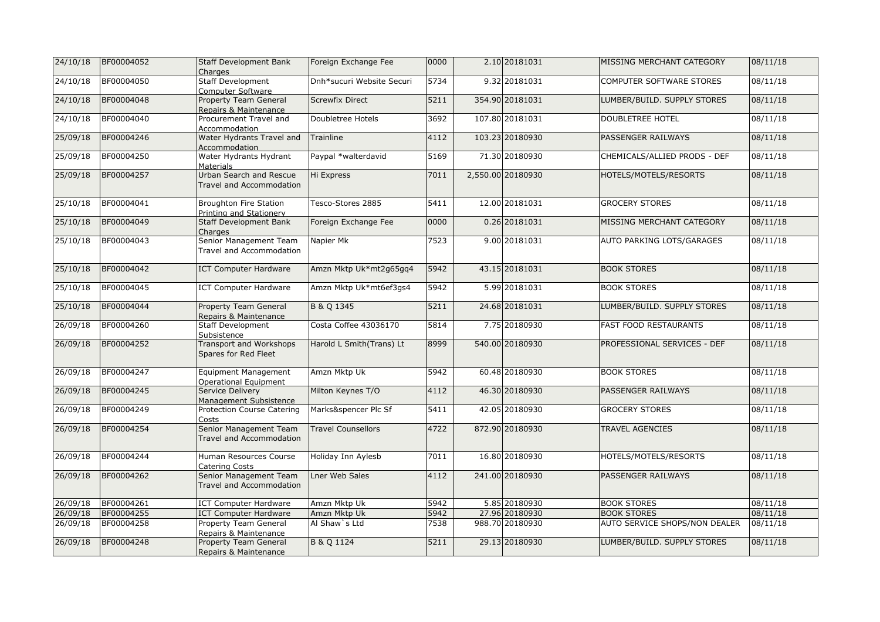| | | | | | | | | |
|---|---|---|---|---|---|---|---|---|
| 24/10/18 | BF00004052 | Staff Development Bank Charges | Foreign Exchange Fee | 0000 | 2.10 | 20181031 | MISSING MERCHANT CATEGORY | 08/11/18 |
| 24/10/18 | BF00004050 | Staff Development Computer Software | Dnh*sucuri Website Securi | 5734 | 9.32 | 20181031 | COMPUTER SOFTWARE STORES | 08/11/18 |
| 24/10/18 | BF00004048 | Property Team General Repairs & Maintenance | Screwfix Direct | 5211 | 354.90 | 20181031 | LUMBER/BUILD. SUPPLY STORES | 08/11/18 |
| 24/10/18 | BF00004040 | Procurement Travel and Accommodation | Doubletree Hotels | 3692 | 107.80 | 20181031 | DOUBLETREE HOTEL | 08/11/18 |
| 25/09/18 | BF00004246 | Water Hydrants Travel and Accommodation | Trainline | 4112 | 103.23 | 20180930 | PASSENGER RAILWAYS | 08/11/18 |
| 25/09/18 | BF00004250 | Water Hydrants Hydrant Materials | Paypal *walterdavid | 5169 | 71.30 | 20180930 | CHEMICALS/ALLIED PRODS - DEF | 08/11/18 |
| 25/09/18 | BF00004257 | Urban Search and Rescue Travel and Accommodation | Hi Express | 7011 | 2,550.00 | 20180930 | HOTELS/MOTELS/RESORTS | 08/11/18 |
| 25/10/18 | BF00004041 | Broughton Fire Station Printing and Stationery | Tesco-Stores 2885 | 5411 | 12.00 | 20181031 | GROCERY STORES | 08/11/18 |
| 25/10/18 | BF00004049 | Staff Development Bank Charges | Foreign Exchange Fee | 0000 | 0.26 | 20181031 | MISSING MERCHANT CATEGORY | 08/11/18 |
| 25/10/18 | BF00004043 | Senior Management Team Travel and Accommodation | Napier Mk | 7523 | 9.00 | 20181031 | AUTO PARKING LOTS/GARAGES | 08/11/18 |
| 25/10/18 | BF00004042 | ICT Computer Hardware | Amzn Mktp Uk*mt2g65gq4 | 5942 | 43.15 | 20181031 | BOOK STORES | 08/11/18 |
| 25/10/18 | BF00004045 | ICT Computer Hardware | Amzn Mktp Uk*mt6ef3gs4 | 5942 | 5.99 | 20181031 | BOOK STORES | 08/11/18 |
| 25/10/18 | BF00004044 | Property Team General Repairs & Maintenance | B & Q 1345 | 5211 | 24.68 | 20181031 | LUMBER/BUILD. SUPPLY STORES | 08/11/18 |
| 26/09/18 | BF00004260 | Staff Development Subsistence | Costa Coffee 43036170 | 5814 | 7.75 | 20180930 | FAST FOOD RESTAURANTS | 08/11/18 |
| 26/09/18 | BF00004252 | Transport and Workshops Spares for Red Fleet | Harold L Smith(Trans) Lt | 8999 | 540.00 | 20180930 | PROFESSIONAL SERVICES - DEF | 08/11/18 |
| 26/09/18 | BF00004247 | Equipment Management Operational Equipment | Amzn Mktp Uk | 5942 | 60.48 | 20180930 | BOOK STORES | 08/11/18 |
| 26/09/18 | BF00004245 | Service Delivery Management Subsistence | Milton Keynes T/O | 4112 | 46.30 | 20180930 | PASSENGER RAILWAYS | 08/11/18 |
| 26/09/18 | BF00004249 | Protection Course Catering Costs | Marks&spencer Plc Sf | 5411 | 42.05 | 20180930 | GROCERY STORES | 08/11/18 |
| 26/09/18 | BF00004254 | Senior Management Team Travel and Accommodation | Travel Counsellors | 4722 | 872.90 | 20180930 | TRAVEL AGENCIES | 08/11/18 |
| 26/09/18 | BF00004244 | Human Resources Course Catering Costs | Holiday Inn Aylesb | 7011 | 16.80 | 20180930 | HOTELS/MOTELS/RESORTS | 08/11/18 |
| 26/09/18 | BF00004262 | Senior Management Team Travel and Accommodation | Lner Web Sales | 4112 | 241.00 | 20180930 | PASSENGER RAILWAYS | 08/11/18 |
| 26/09/18 | BF00004261 | ICT Computer Hardware | Amzn Mktp Uk | 5942 | 5.85 | 20180930 | BOOK STORES | 08/11/18 |
| 26/09/18 | BF00004255 | ICT Computer Hardware | Amzn Mktp Uk | 5942 | 27.96 | 20180930 | BOOK STORES | 08/11/18 |
| 26/09/18 | BF00004258 | Property Team General Repairs & Maintenance | Al Shaw`s Ltd | 7538 | 988.70 | 20180930 | AUTO SERVICE SHOPS/NON DEALER | 08/11/18 |
| 26/09/18 | BF00004248 | Property Team General Repairs & Maintenance | B & Q 1124 | 5211 | 29.13 | 20180930 | LUMBER/BUILD. SUPPLY STORES | 08/11/18 |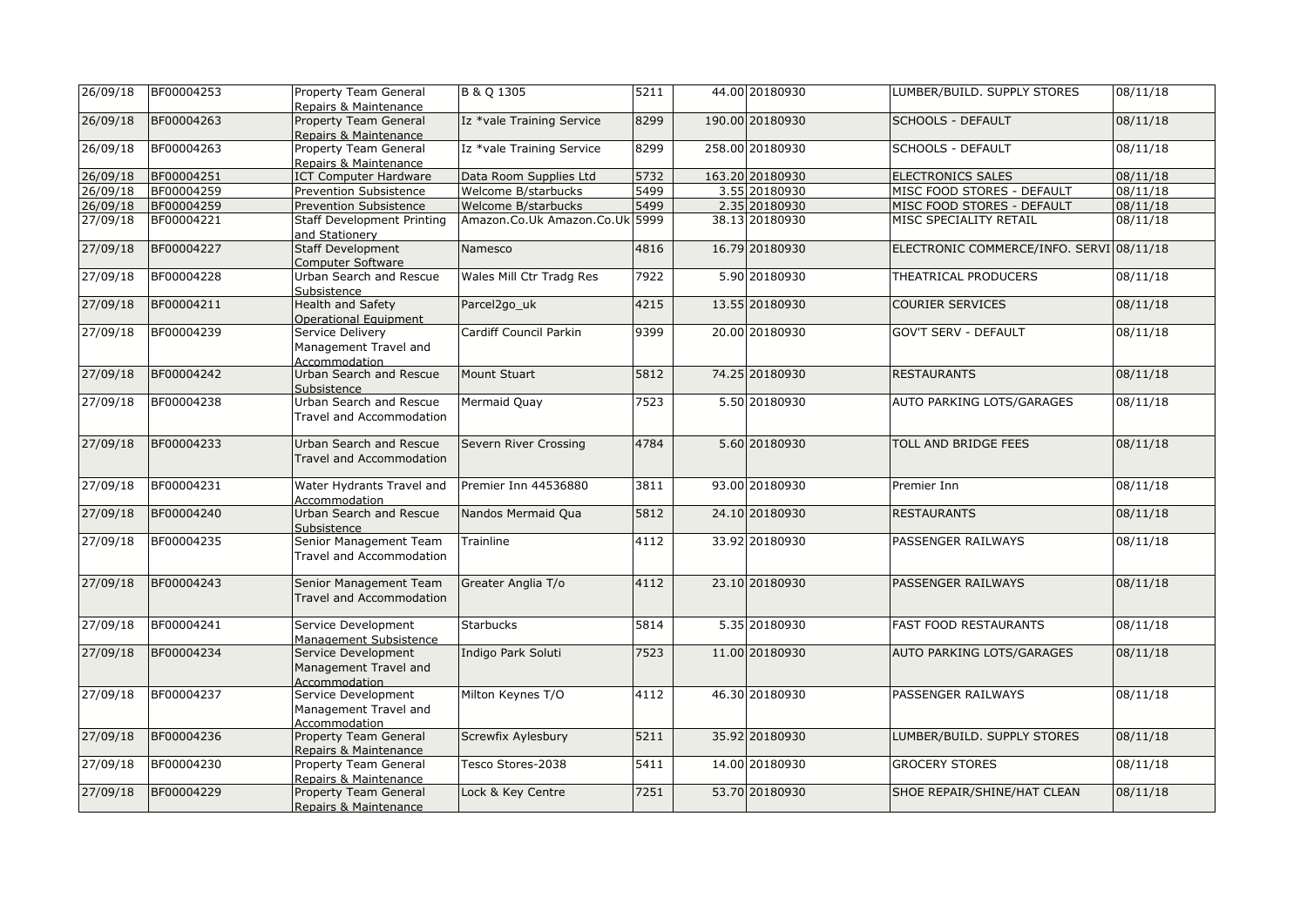| 26/09/18 | BF00004253 | Property Team General Repairs & Maintenance | B & Q 1305 | 5211 | 44.00 | 20180930 | LUMBER/BUILD. SUPPLY STORES | 08/11/18 |
|---|---|---|---|---|---|---|---|---|
| 26/09/18 | BF00004263 | Property Team General Repairs & Maintenance | Iz *vale Training Service | 8299 | 190.00 | 20180930 | SCHOOLS - DEFAULT | 08/11/18 |
| 26/09/18 | BF00004263 | Property Team General Repairs & Maintenance | Iz *vale Training Service | 8299 | 258.00 | 20180930 | SCHOOLS - DEFAULT | 08/11/18 |
| 26/09/18 | BF00004251 | ICT Computer Hardware | Data Room Supplies Ltd | 5732 | 163.20 | 20180930 | ELECTRONICS SALES | 08/11/18 |
| 26/09/18 | BF00004259 | Prevention Subsistence | Welcome B/starbucks | 5499 | 3.55 | 20180930 | MISC FOOD STORES - DEFAULT | 08/11/18 |
| 26/09/18 | BF00004259 | Prevention Subsistence | Welcome B/starbucks | 5499 | 2.35 | 20180930 | MISC FOOD STORES - DEFAULT | 08/11/18 |
| 27/09/18 | BF00004221 | Staff Development Printing and Stationery | Amazon.Co.Uk Amazon.Co.Uk | 5999 | 38.13 | 20180930 | MISC SPECIALITY RETAIL | 08/11/18 |
| 27/09/18 | BF00004227 | Staff Development Computer Software | Namesco | 4816 | 16.79 | 20180930 | ELECTRONIC COMMERCE/INFO. SERVI | 08/11/18 |
| 27/09/18 | BF00004228 | Urban Search and Rescue Subsistence | Wales Mill Ctr Tradg Res | 7922 | 5.90 | 20180930 | THEATRICAL PRODUCERS | 08/11/18 |
| 27/09/18 | BF00004211 | Health and Safety Operational Equipment | Parcel2go_uk | 4215 | 13.55 | 20180930 | COURIER SERVICES | 08/11/18 |
| 27/09/18 | BF00004239 | Service Delivery Management Travel and Accommodation | Cardiff Council Parkin | 9399 | 20.00 | 20180930 | GOV'T SERV - DEFAULT | 08/11/18 |
| 27/09/18 | BF00004242 | Urban Search and Rescue Subsistence | Mount Stuart | 5812 | 74.25 | 20180930 | RESTAURANTS | 08/11/18 |
| 27/09/18 | BF00004238 | Urban Search and Rescue Travel and Accommodation | Mermaid Quay | 7523 | 5.50 | 20180930 | AUTO PARKING LOTS/GARAGES | 08/11/18 |
| 27/09/18 | BF00004233 | Urban Search and Rescue Travel and Accommodation | Severn River Crossing | 4784 | 5.60 | 20180930 | TOLL AND BRIDGE FEES | 08/11/18 |
| 27/09/18 | BF00004231 | Water Hydrants Travel and Accommodation | Premier Inn 44536880 | 3811 | 93.00 | 20180930 | Premier Inn | 08/11/18 |
| 27/09/18 | BF00004240 | Urban Search and Rescue Subsistence | Nandos Mermaid Qua | 5812 | 24.10 | 20180930 | RESTAURANTS | 08/11/18 |
| 27/09/18 | BF00004235 | Senior Management Team Travel and Accommodation | Trainline | 4112 | 33.92 | 20180930 | PASSENGER RAILWAYS | 08/11/18 |
| 27/09/18 | BF00004243 | Senior Management Team Travel and Accommodation | Greater Anglia T/o | 4112 | 23.10 | 20180930 | PASSENGER RAILWAYS | 08/11/18 |
| 27/09/18 | BF00004241 | Service Development Management Subsistence | Starbucks | 5814 | 5.35 | 20180930 | FAST FOOD RESTAURANTS | 08/11/18 |
| 27/09/18 | BF00004234 | Service Development Management Travel and Accommodation | Indigo Park Soluti | 7523 | 11.00 | 20180930 | AUTO PARKING LOTS/GARAGES | 08/11/18 |
| 27/09/18 | BF00004237 | Service Development Management Travel and Accommodation | Milton Keynes T/O | 4112 | 46.30 | 20180930 | PASSENGER RAILWAYS | 08/11/18 |
| 27/09/18 | BF00004236 | Property Team General Repairs & Maintenance | Screwfix Aylesbury | 5211 | 35.92 | 20180930 | LUMBER/BUILD. SUPPLY STORES | 08/11/18 |
| 27/09/18 | BF00004230 | Property Team General Repairs & Maintenance | Tesco Stores-2038 | 5411 | 14.00 | 20180930 | GROCERY STORES | 08/11/18 |
| 27/09/18 | BF00004229 | Property Team General Repairs & Maintenance | Lock & Key Centre | 7251 | 53.70 | 20180930 | SHOE REPAIR/SHINE/HAT CLEAN | 08/11/18 |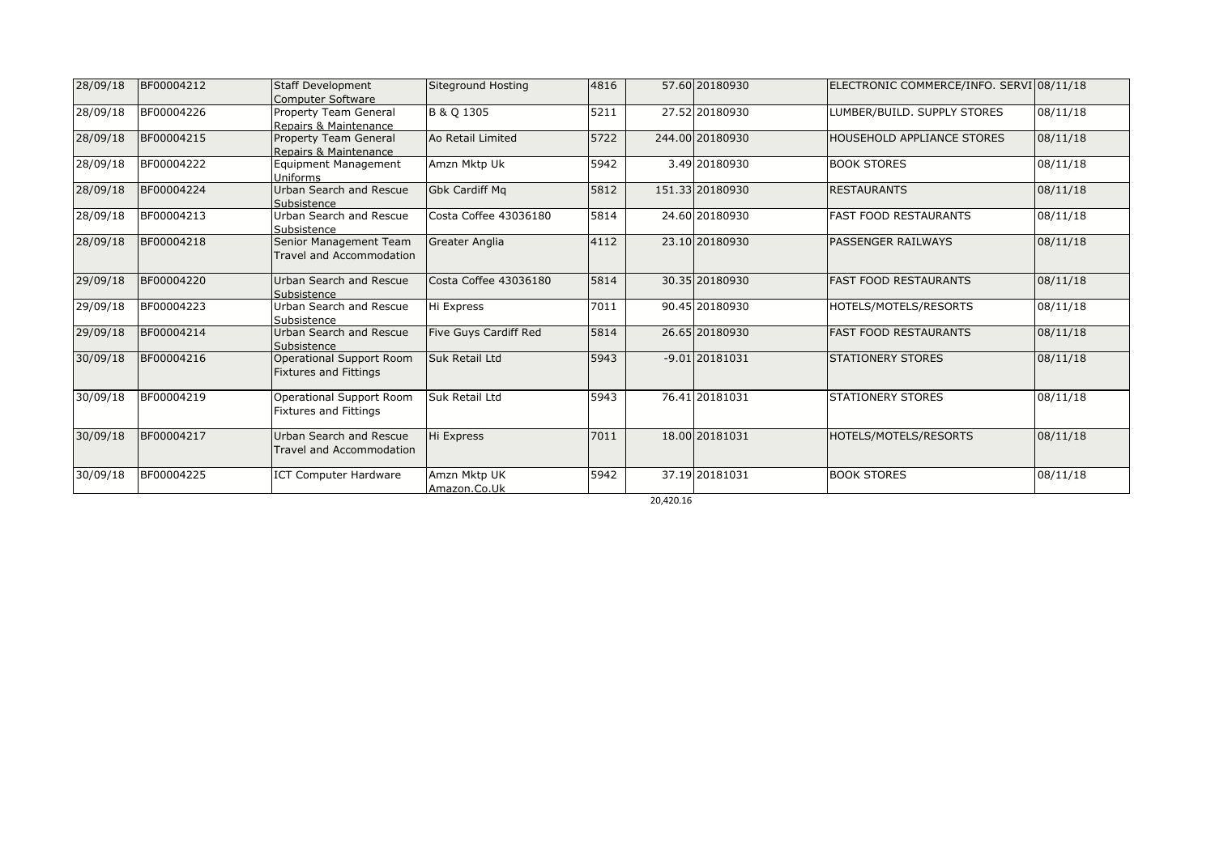| | | | | | | | | |
|---|---|---|---|---|---|---|---|---|
| 28/09/18 | BF00004212 | Staff Development Computer Software | Siteground Hosting | 4816 | 57.60 | 20180930 | ELECTRONIC COMMERCE/INFO. SERVI | 08/11/18 |
| 28/09/18 | BF00004226 | Property Team General Repairs & Maintenance | B & Q 1305 | 5211 | 27.52 | 20180930 | LUMBER/BUILD. SUPPLY STORES | 08/11/18 |
| 28/09/18 | BF00004215 | Property Team General Repairs & Maintenance | Ao Retail Limited | 5722 | 244.00 | 20180930 | HOUSEHOLD APPLIANCE STORES | 08/11/18 |
| 28/09/18 | BF00004222 | Equipment Management Uniforms | Amzn Mktp Uk | 5942 | 3.49 | 20180930 | BOOK STORES | 08/11/18 |
| 28/09/18 | BF00004224 | Urban Search and Rescue Subsistence | Gbk Cardiff Mq | 5812 | 151.33 | 20180930 | RESTAURANTS | 08/11/18 |
| 28/09/18 | BF00004213 | Urban Search and Rescue Subsistence | Costa Coffee 43036180 | 5814 | 24.60 | 20180930 | FAST FOOD RESTAURANTS | 08/11/18 |
| 28/09/18 | BF00004218 | Senior Management Team Travel and Accommodation | Greater Anglia | 4112 | 23.10 | 20180930 | PASSENGER RAILWAYS | 08/11/18 |
| 29/09/18 | BF00004220 | Urban Search and Rescue Subsistence | Costa Coffee 43036180 | 5814 | 30.35 | 20180930 | FAST FOOD RESTAURANTS | 08/11/18 |
| 29/09/18 | BF00004223 | Urban Search and Rescue Subsistence | Hi Express | 7011 | 90.45 | 20180930 | HOTELS/MOTELS/RESORTS | 08/11/18 |
| 29/09/18 | BF00004214 | Urban Search and Rescue Subsistence | Five Guys Cardiff Red | 5814 | 26.65 | 20180930 | FAST FOOD RESTAURANTS | 08/11/18 |
| 30/09/18 | BF00004216 | Operational Support Room Fixtures and Fittings | Suk Retail Ltd | 5943 | -9.01 | 20181031 | STATIONERY STORES | 08/11/18 |
| 30/09/18 | BF00004219 | Operational Support Room Fixtures and Fittings | Suk Retail Ltd | 5943 | 76.41 | 20181031 | STATIONERY STORES | 08/11/18 |
| 30/09/18 | BF00004217 | Urban Search and Rescue Travel and Accommodation | Hi Express | 7011 | 18.00 | 20181031 | HOTELS/MOTELS/RESORTS | 08/11/18 |
| 30/09/18 | BF00004225 | ICT Computer Hardware | Amzn Mktp UK Amazon.Co.Uk | 5942 | 37.19 | 20181031 | BOOK STORES | 08/11/18 |
| | | | | | 20,420.16 | | | |